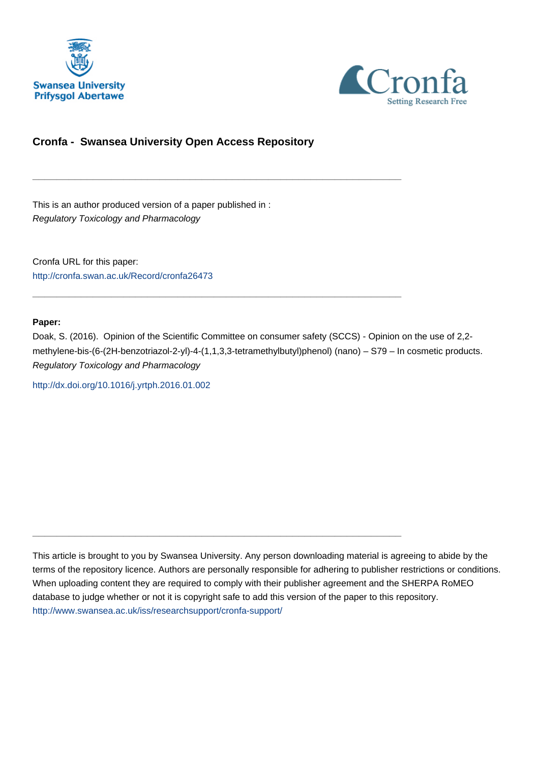Swansea University
Prifysgol Abertawe

Cronfa
Setting Research Free

## Cronfa - Swansea University Open Access Repository

---

This is an author produced version of a paper published in :
*Regulatory Toxicology and Pharmacology*

Cronfa URL for this paper:
http://cronfa.swan.ac.uk/Record/cronfa26473

---

**Paper:**

Doak, S. (2016). Opinion of the Scientific Committee on consumer safety (SCCS) - Opinion on the use of 2,2-methylene-bis-(6-(2H-benzotriazol-2-yl)-4-(1,1,3,3-tetramethylbutyl)phenol) (nano) – S79 – In cosmetic products. *Regulatory Toxicology and Pharmacology*

http://dx.doi.org/10.1016/j.yrtph.2016.01.002

---

This article is brought to you by Swansea University. Any person downloading material is agreeing to abide by the terms of the repository licence. Authors are personally responsible for adhering to publisher restrictions or conditions. When uploading content they are required to comply with their publisher agreement and the SHERPA RoMEO database to judge whether or not it is copyright safe to add this version of the paper to this repository.
http://www.swansea.ac.uk/iss/researchsupport/cronfa-support/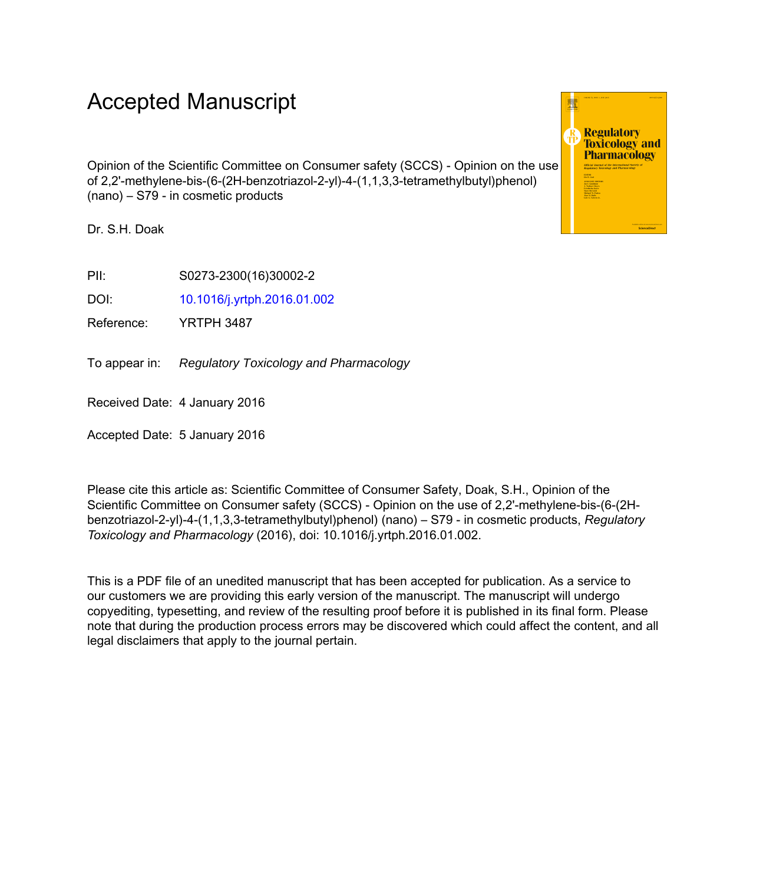# Accepted Manuscript

Opinion of the Scientific Committee on Consumer safety (SCCS) - Opinion on the use of 2,2'-methylene-bis-(6-(2H-benzotriazol-2-yl)-4-(1,1,3,3-tetramethylbutyl)phenol) (nano) – S79 - in cosmetic products

Dr. S.H. Doak

PII: S0273-2300(16)30002-2

DOI: 10.1016/j.yrtph.2016.01.002

Reference: YRTPH 3487

To appear in: *Regulatory Toxicology and Pharmacology*

Received Date: 4 January 2016

Accepted Date: 5 January 2016

Please cite this article as: Scientific Committee of Consumer Safety, Doak, S.H., Opinion of the Scientific Committee on Consumer safety (SCCS) - Opinion on the use of 2,2'-methylene-bis-(6-(2H-benzotriazol-2-yl)-4-(1,1,3,3-tetramethylbutyl)phenol) (nano) – S79 - in cosmetic products, *Regulatory Toxicology and Pharmacology* (2016), doi: 10.1016/j.yrtph.2016.01.002.

This is a PDF file of an unedited manuscript that has been accepted for publication. As a service to our customers we are providing this early version of the manuscript. The manuscript will undergo copyediting, typesetting, and review of the resulting proof before it is published in its final form. Please note that during the production process errors may be discovered which could affect the content, and all legal disclaimers that apply to the journal pertain.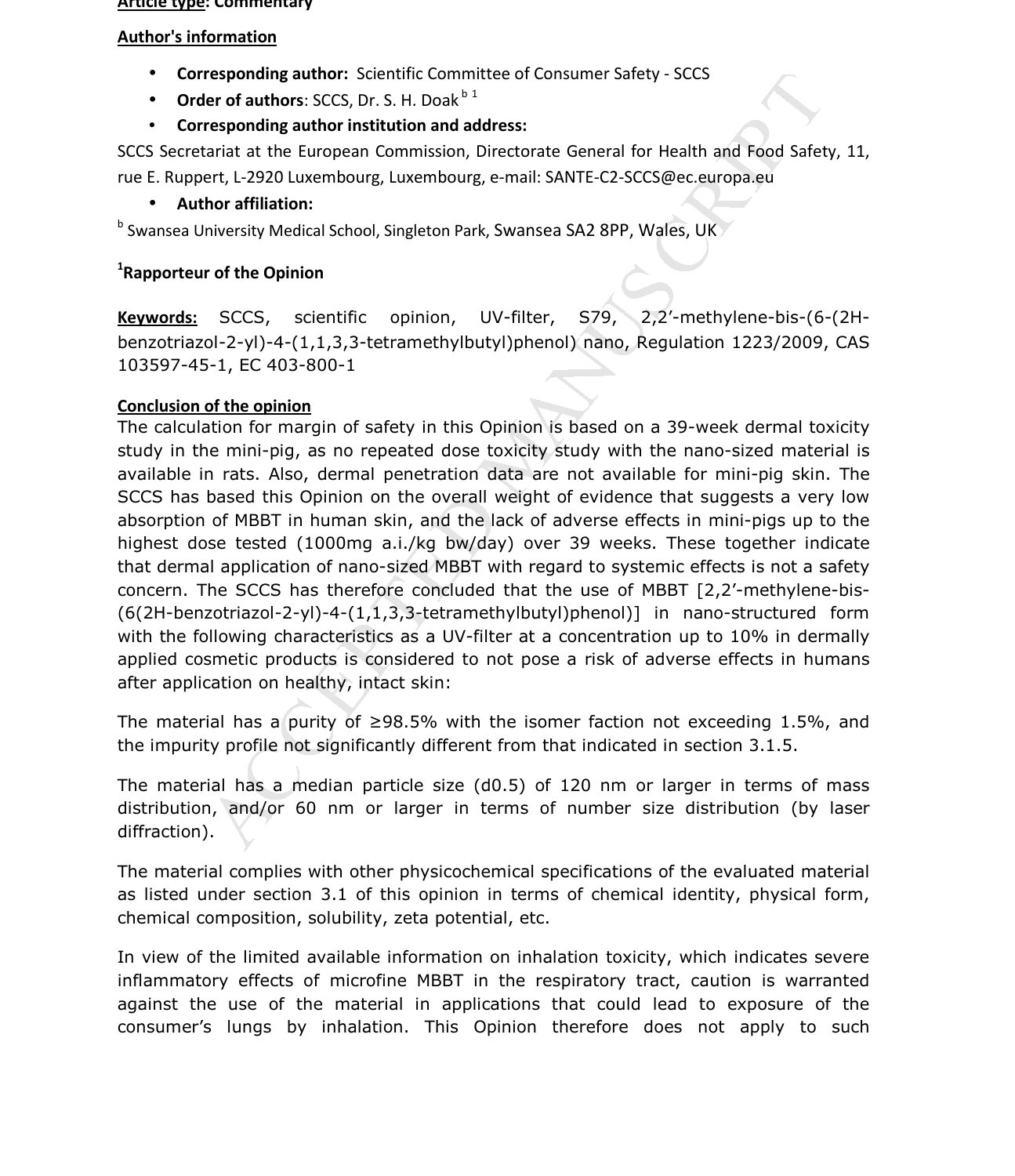**Article type: Commentary**

**Author's information**

- **Corresponding author:** Scientific Committee of Consumer Safety - SCCS
- **Order of authors**: SCCS, Dr. S. H. Doak [b 1]
- **Corresponding author institution and address:**

SCCS Secretariat at the European Commission, Directorate General for Health and Food Safety, 11, rue E. Ruppert, L-2920 Luxembourg, Luxembourg, e-mail: SANTE-C2-SCCS@ec.europa.eu

- **Author affiliation:**

[b] Swansea University Medical School, Singleton Park, Swansea SA2 8PP, Wales, UK

**[1]Rapporteur of the Opinion**

**Keywords:** SCCS, scientific opinion, UV-filter, S79, 2,2'-methylene-bis-(6-(2H-benzotriazol-2-yl)-4-(1,1,3,3-tetramethylbutyl)phenol) nano, Regulation 1223/2009, CAS 103597-45-1, EC 403-800-1

**Conclusion of the opinion**

The calculation for margin of safety in this Opinion is based on a 39-week dermal toxicity study in the mini-pig, as no repeated dose toxicity study with the nano-sized material is available in rats. Also, dermal penetration data are not available for mini-pig skin. The SCCS has based this Opinion on the overall weight of evidence that suggests a very low absorption of MBBT in human skin, and the lack of adverse effects in mini-pigs up to the highest dose tested (1000mg a.i./kg bw/day) over 39 weeks. These together indicate that dermal application of nano-sized MBBT with regard to systemic effects is not a safety concern. The SCCS has therefore concluded that the use of MBBT [2,2'-methylene-bis-(6(2H-benzotriazol-2-yl)-4-(1,1,3,3-tetramethylbutyl)phenol)] in nano-structured form with the following characteristics as a UV-filter at a concentration up to 10% in dermally applied cosmetic products is considered to not pose a risk of adverse effects in humans after application on healthy, intact skin:

The material has a purity of ≥98.5% with the isomer faction not exceeding 1.5%, and the impurity profile not significantly different from that indicated in section 3.1.5.

The material has a median particle size (d0.5) of 120 nm or larger in terms of mass distribution, and/or 60 nm or larger in terms of number size distribution (by laser diffraction).

The material complies with other physicochemical specifications of the evaluated material as listed under section 3.1 of this opinion in terms of chemical identity, physical form, chemical composition, solubility, zeta potential, etc.

In view of the limited available information on inhalation toxicity, which indicates severe inflammatory effects of microfine MBBT in the respiratory tract, caution is warranted against the use of the material in applications that could lead to exposure of the consumer's lungs by inhalation. This Opinion therefore does not apply to such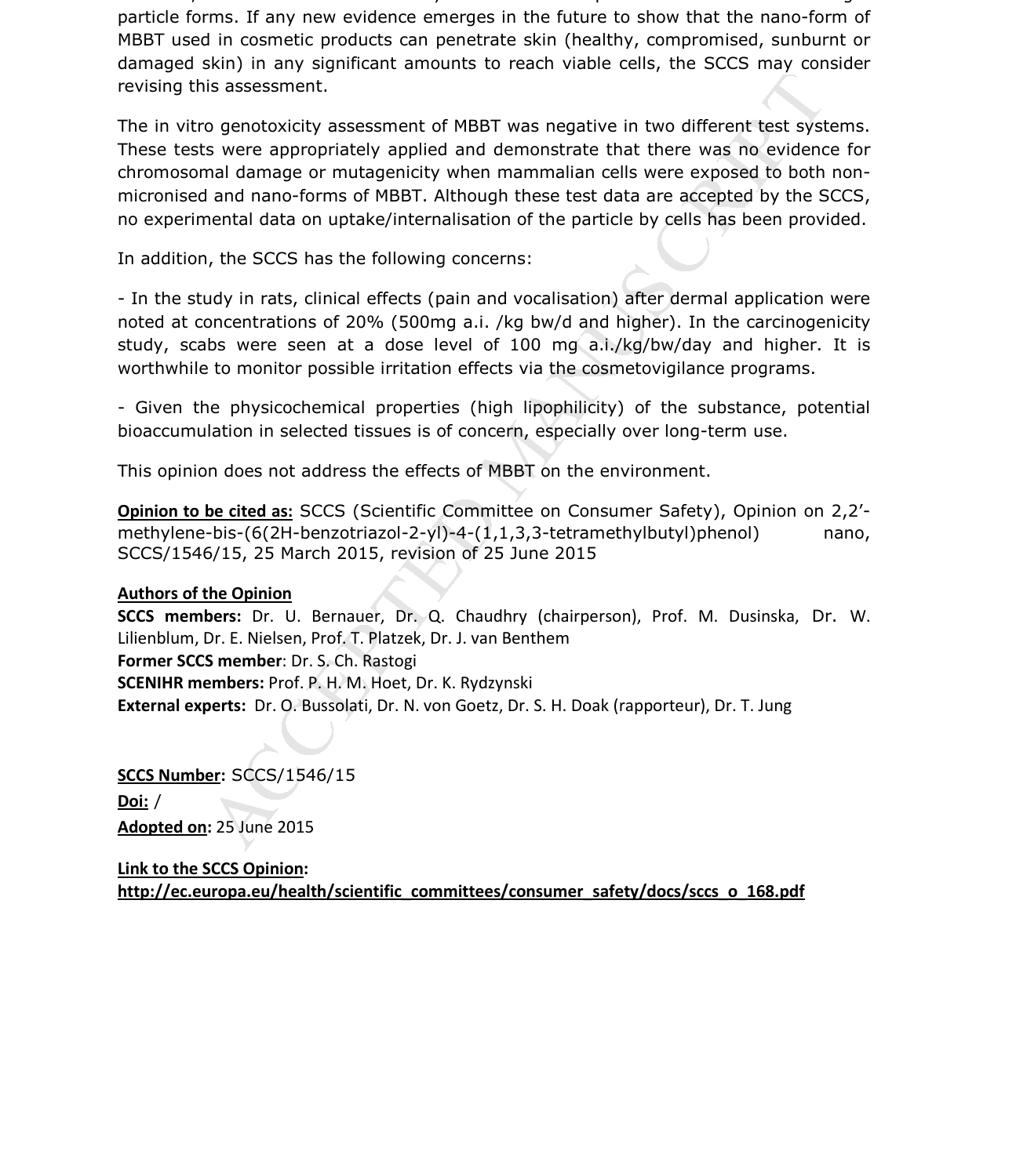particle forms. If any new evidence emerges in the future to show that the nano-form of MBBT used in cosmetic products can penetrate skin (healthy, compromised, sunburnt or damaged skin) in any significant amounts to reach viable cells, the SCCS may consider revising this assessment.

The in vitro genotoxicity assessment of MBBT was negative in two different test systems. These tests were appropriately applied and demonstrate that there was no evidence for chromosomal damage or mutagenicity when mammalian cells were exposed to both non-micronised and nano-forms of MBBT. Although these test data are accepted by the SCCS, no experimental data on uptake/internalisation of the particle by cells has been provided.

In addition, the SCCS has the following concerns:

- In the study in rats, clinical effects (pain and vocalisation) after dermal application were noted at concentrations of 20% (500mg a.i. /kg bw/d and higher). In the carcinogenicity study, scabs were seen at a dose level of 100 mg a.i./kg/bw/day and higher. It is worthwhile to monitor possible irritation effects via the cosmetovigilance programs.

- Given the physicochemical properties (high lipophilicity) of the substance, potential bioaccumulation in selected tissues is of concern, especially over long-term use.

This opinion does not address the effects of MBBT on the environment.

**Opinion to be cited as:** SCCS (Scientific Committee on Consumer Safety), Opinion on 2,2′-methylene-bis-(6(2H-benzotriazol-2-yl)-4-(1,1,3,3-tetramethylbutyl)phenol) nano, SCCS/1546/15, 25 March 2015, revision of 25 June 2015

**Authors of the Opinion**

**SCCS members:** Dr. U. Bernauer, Dr. Q. Chaudhry (chairperson), Prof. M. Dusinska, Dr. W. Lilienblum, Dr. E. Nielsen, Prof. T. Platzek, Dr. J. van Benthem
**Former SCCS member**: Dr. S. Ch. Rastogi
**SCENIHR members:** Prof. P. H. M. Hoet, Dr. K. Rydzynski
**External experts:** Dr. O. Bussolati, Dr. N. von Goetz, Dr. S. H. Doak (rapporteur), Dr. T. Jung

**SCCS Number:** SCCS/1546/15

**Doi:** /

**Adopted on:** 25 June 2015

**Link to the SCCS Opinion:**
**http://ec.europa.eu/health/scientific_committees/consumer_safety/docs/sccs_o_168.pdf**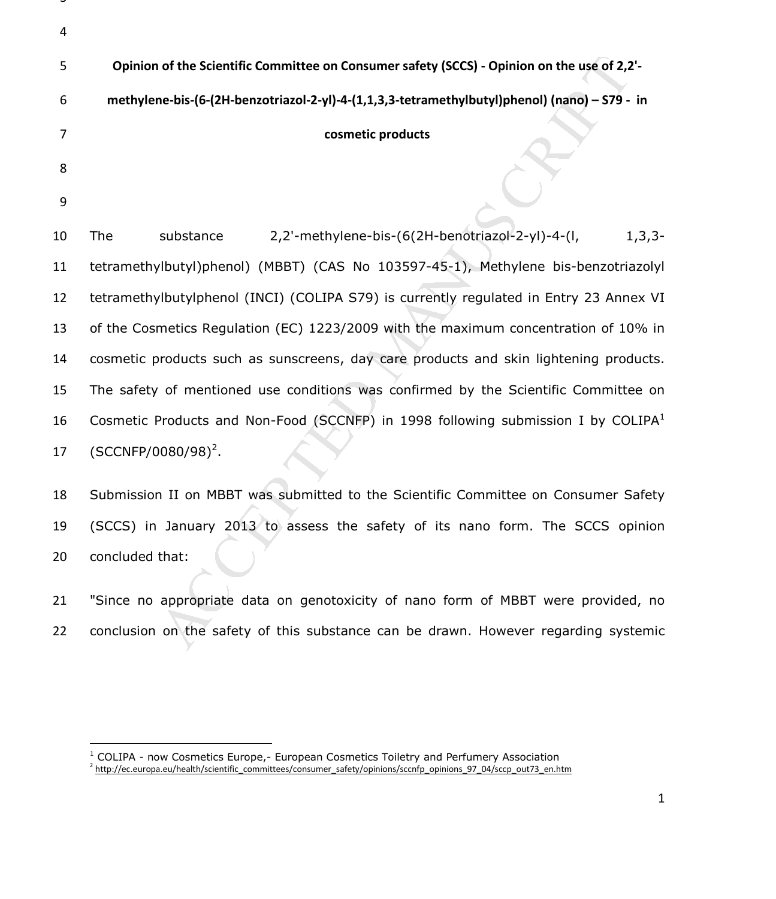**Opinion of the Scientific Committee on Consumer safety (SCCS) - Opinion on the use of 2,2'-methylene-bis-(6-(2H-benzotriazol-2-yl)-4-(1,1,3,3-tetramethylbutyl)phenol) (nano) – S79 - in cosmetic products**

The substance 2,2'-methylene-bis-(6(2H-benotriazol-2-yl)-4-(l, 1,3,3-tetramethylbutyl)phenol) (MBBT) (CAS No 103597-45-1), Methylene bis-benzotriazolyl tetramethylbutylphenol (INCI) (COLIPA S79) is currently regulated in Entry 23 Annex VI of the Cosmetics Regulation (EC) 1223/2009 with the maximum concentration of 10% in cosmetic products such as sunscreens, day care products and skin lightening products. The safety of mentioned use conditions was confirmed by the Scientific Committee on Cosmetic Products and Non-Food (SCCNFP) in 1998 following submission I by COLIPA[1] (SCCNFP/0080/98)[2].

Submission II on MBBT was submitted to the Scientific Committee on Consumer Safety (SCCS) in January 2013 to assess the safety of its nano form. The SCCS opinion concluded that:

"Since no appropriate data on genotoxicity of nano form of MBBT were provided, no conclusion on the safety of this substance can be drawn. However regarding systemic

[1] COLIPA - now Cosmetics Europe,- European Cosmetics Toiletry and Perfumery Association

[2] http://ec.europa.eu/health/scientific_committees/consumer_safety/opinions/sccnfp_opinions_97_04/sccp_out73_en.htm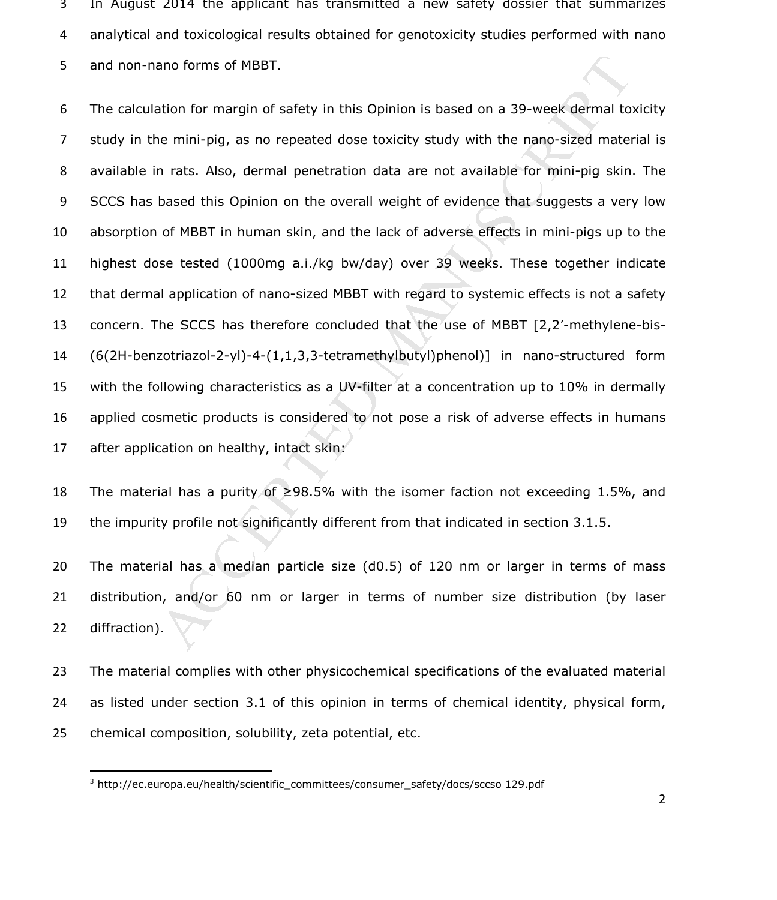In August 2014 the applicant has transmitted a new safety dossier that summarizes analytical and toxicological results obtained for genotoxicity studies performed with nano and non-nano forms of MBBT.

The calculation for margin of safety in this Opinion is based on a 39-week dermal toxicity study in the mini-pig, as no repeated dose toxicity study with the nano-sized material is available in rats. Also, dermal penetration data are not available for mini-pig skin. The SCCS has based this Opinion on the overall weight of evidence that suggests a very low absorption of MBBT in human skin, and the lack of adverse effects in mini-pigs up to the highest dose tested (1000mg a.i./kg bw/day) over 39 weeks. These together indicate that dermal application of nano-sized MBBT with regard to systemic effects is not a safety concern. The SCCS has therefore concluded that the use of MBBT [2,2'-methylene-bis-(6(2H-benzotriazol-2-yl)-4-(1,1,3,3-tetramethylbutyl)phenol)] in nano-structured form with the following characteristics as a UV-filter at a concentration up to 10% in dermally applied cosmetic products is considered to not pose a risk of adverse effects in humans after application on healthy, intact skin:

The material has a purity of ≥98.5% with the isomer faction not exceeding 1.5%, and the impurity profile not significantly different from that indicated in section 3.1.5.

The material has a median particle size (d0.5) of 120 nm or larger in terms of mass distribution, and/or 60 nm or larger in terms of number size distribution (by laser diffraction).

The material complies with other physicochemical specifications of the evaluated material as listed under section 3.1 of this opinion in terms of chemical identity, physical form, chemical composition, solubility, zeta potential, etc.

[3] http://ec.europa.eu/health/scientific_committees/consumer_safety/docs/sccso 129.pdf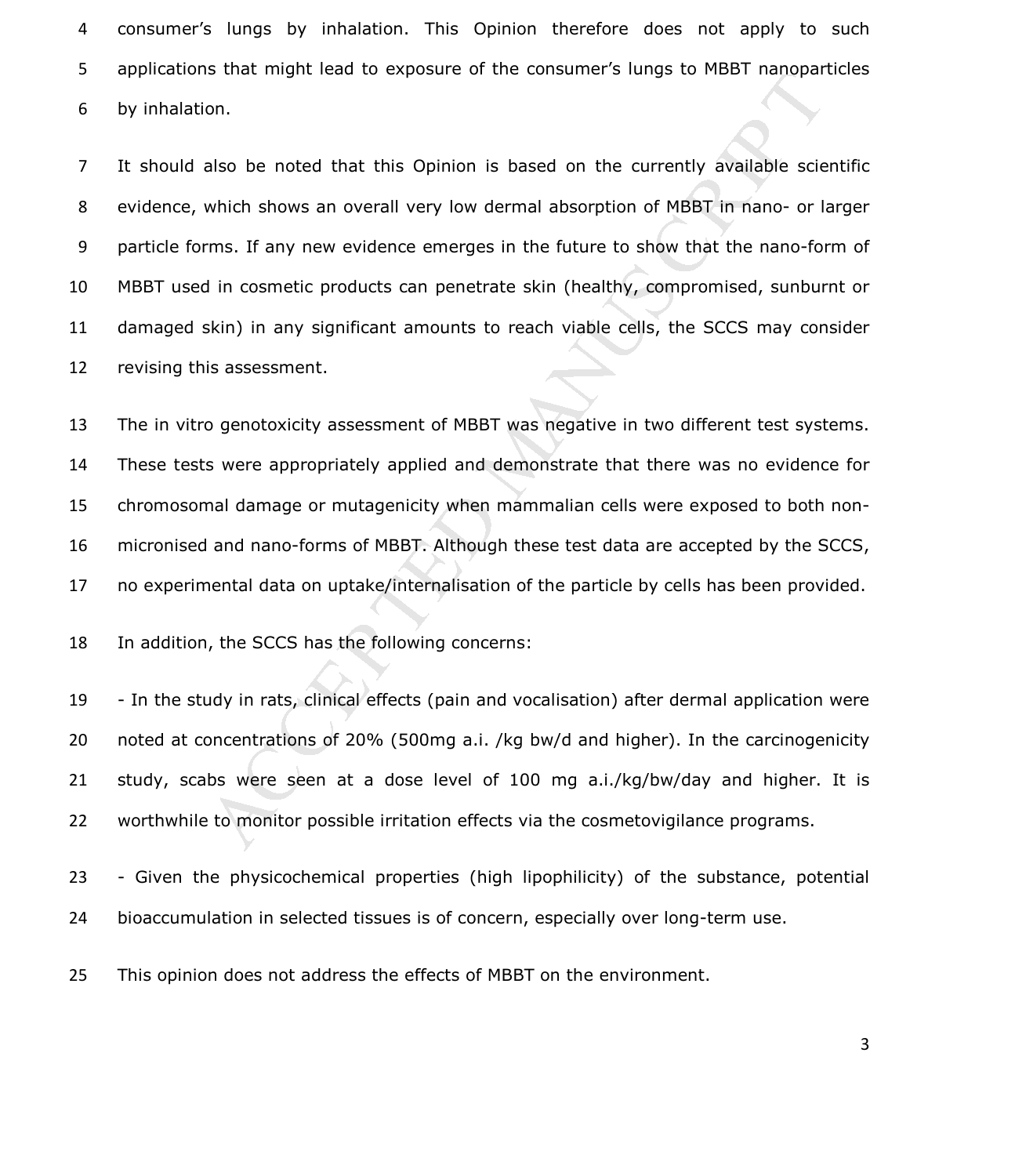consumer's lungs by inhalation. This Opinion therefore does not apply to such applications that might lead to exposure of the consumer's lungs to MBBT nanoparticles by inhalation.

It should also be noted that this Opinion is based on the currently available scientific evidence, which shows an overall very low dermal absorption of MBBT in nano- or larger particle forms. If any new evidence emerges in the future to show that the nano-form of MBBT used in cosmetic products can penetrate skin (healthy, compromised, sunburnt or damaged skin) in any significant amounts to reach viable cells, the SCCS may consider revising this assessment.

The in vitro genotoxicity assessment of MBBT was negative in two different test systems. These tests were appropriately applied and demonstrate that there was no evidence for chromosomal damage or mutagenicity when mammalian cells were exposed to both non-micronised and nano-forms of MBBT. Although these test data are accepted by the SCCS, no experimental data on uptake/internalisation of the particle by cells has been provided.

In addition, the SCCS has the following concerns:

- In the study in rats, clinical effects (pain and vocalisation) after dermal application were noted at concentrations of 20% (500mg a.i. /kg bw/d and higher). In the carcinogenicity study, scabs were seen at a dose level of 100 mg a.i./kg/bw/day and higher. It is worthwhile to monitor possible irritation effects via the cosmetovigilance programs.

- Given the physicochemical properties (high lipophilicity) of the substance, potential bioaccumulation in selected tissues is of concern, especially over long-term use.

This opinion does not address the effects of MBBT on the environment.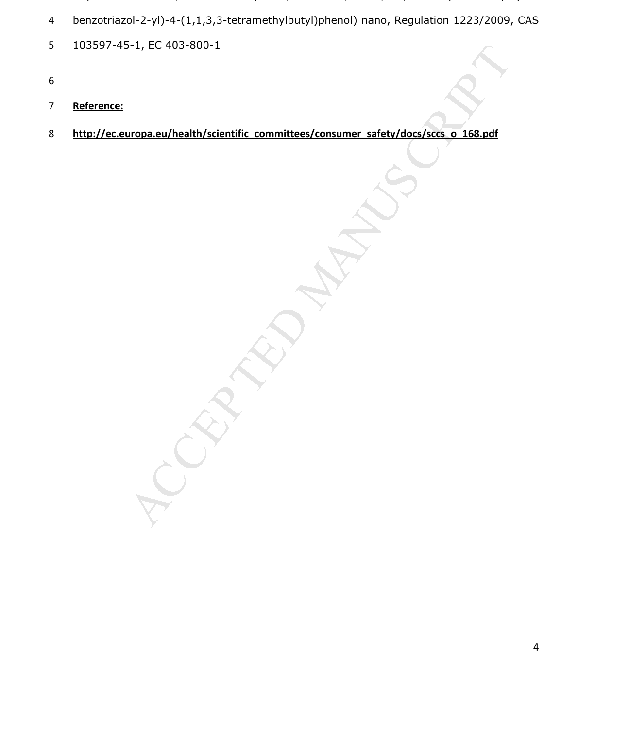benzotriazol-2-yl)-4-(1,1,3,3-tetramethylbutyl)phenol) nano, Regulation 1223/2009, CAS 103597-45-1, EC 403-800-1

**Reference:**

**http://ec.europa.eu/health/scientific_committees/consumer_safety/docs/sccs_o_168.pdf**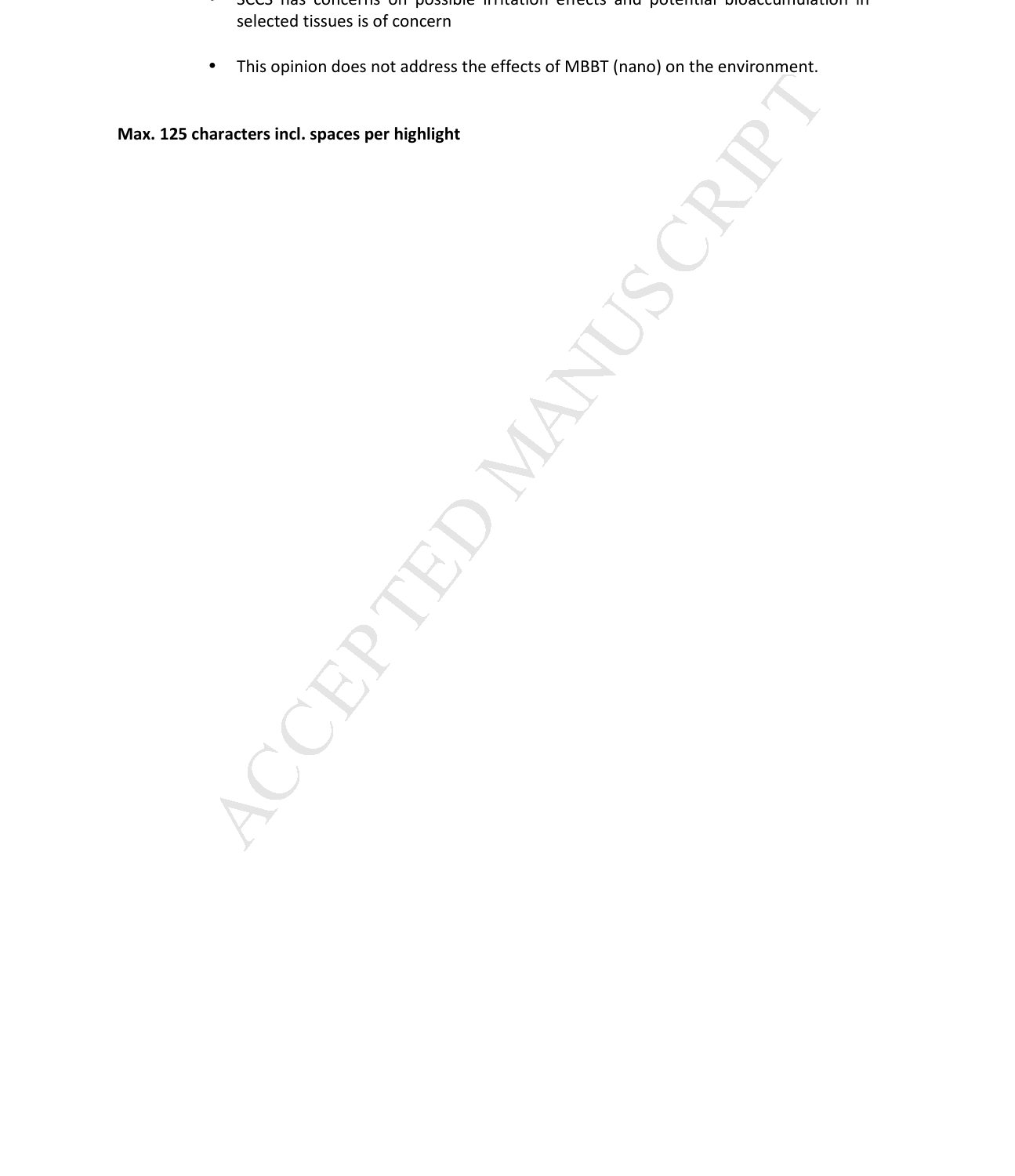- SCCS has concerns on possible irritation effects and potential bioaccumulation in selected tissues is of concern

- This opinion does not address the effects of MBBT (nano) on the environment.

**Max. 125 characters incl. spaces per highlight**